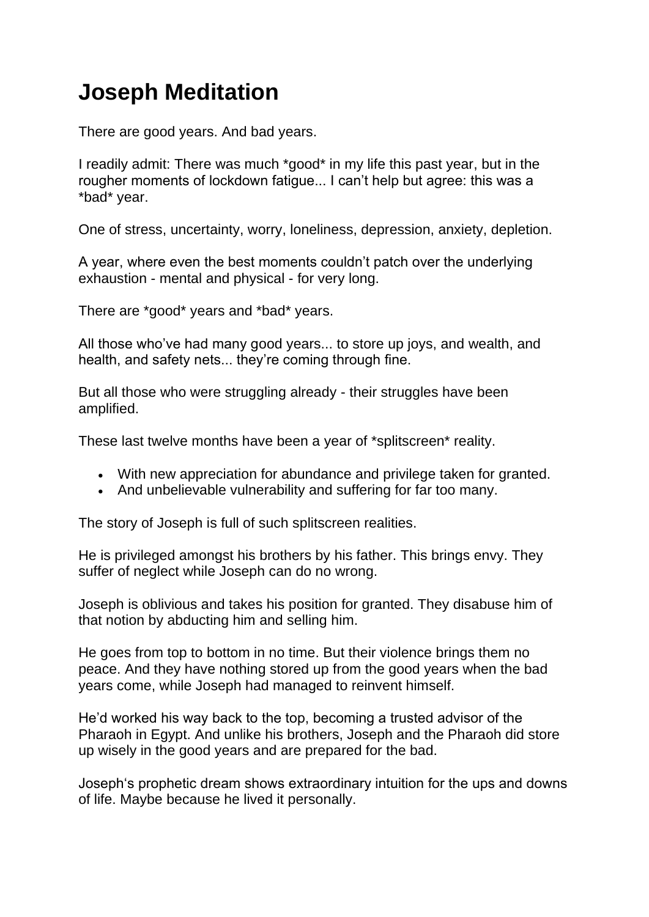# Joseph Meditation

There are good years. And bad years.

I readily admit: There was much *good* in my life this past year, but in the rougher moments of lockdown fatigue... I can't help but agree: this was a *bad* year.

One of stress, uncertainty, worry, loneliness, depression, anxiety, depletion.

A year, where even the best moments couldn't patch over the underlying exhaustion - mental and physical - for very long.

There are *good* years and *bad* years.

All those who've had many good years... to store up joys, and wealth, and health, and safety nets... they're coming through fine.

But all those who were struggling already - their struggles have been amplified.

These last twelve months have been a year of *splitscreen* reality.

- With new appreciation for abundance and privilege taken for granted.
- And unbelievable vulnerability and suffering for far too many.

The story of Joseph is full of such splitscreen realities.

He is privileged amongst his brothers by his father. This brings envy. They suffer of neglect while Joseph can do no wrong.

Joseph is oblivious and takes his position for granted. They disabuse him of that notion by abducting him and selling him.

He goes from top to bottom in no time. But their violence brings them no peace. And they have nothing stored up from the good years when the bad years come, while Joseph had managed to reinvent himself.

He'd worked his way back to the top, becoming a trusted advisor of the Pharaoh in Egypt. And unlike his brothers, Joseph and the Pharaoh did store up wisely in the good years and are prepared for the bad.

Joseph's prophetic dream shows extraordinary intuition for the ups and downs of life. Maybe because he lived it personally.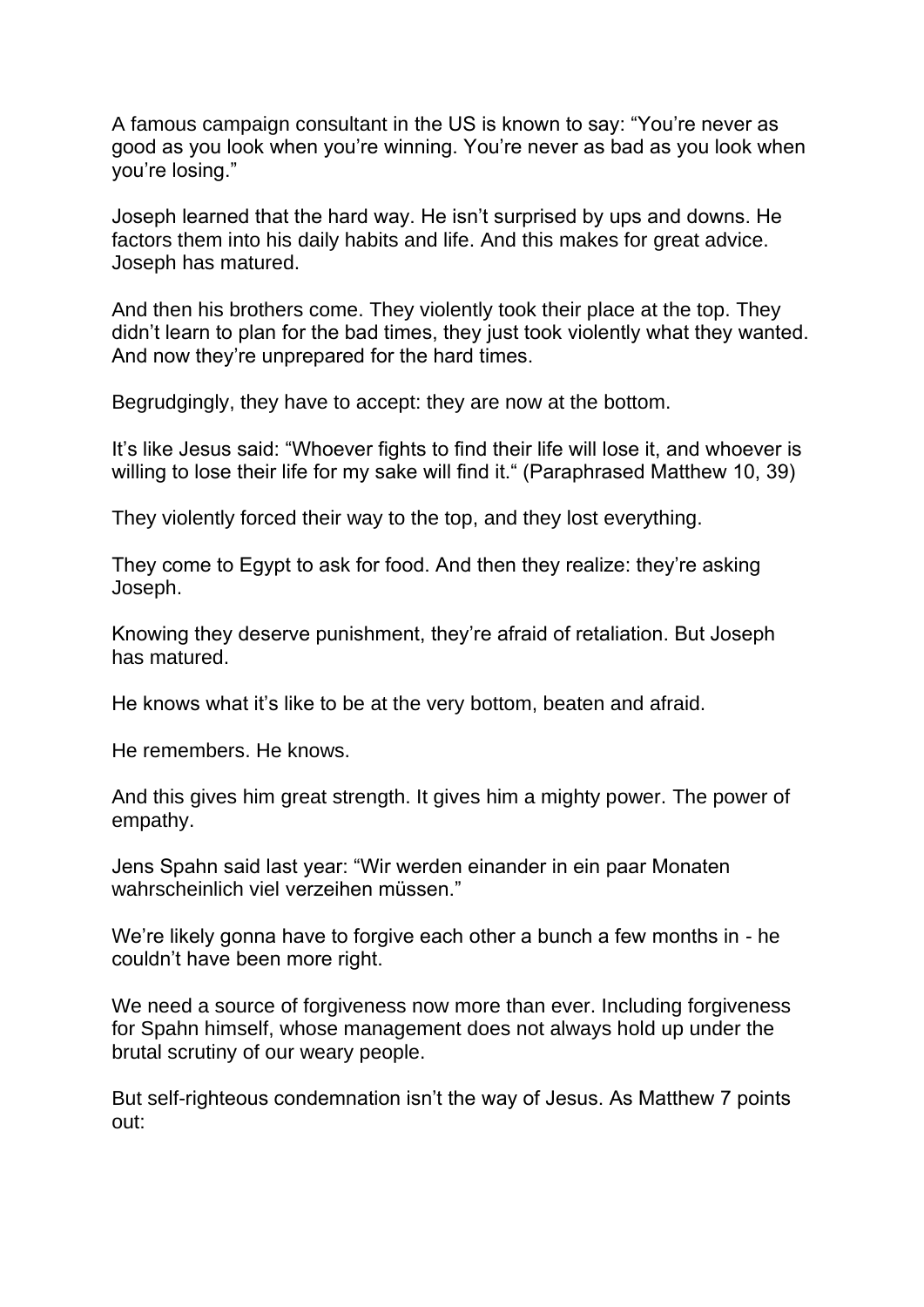A famous campaign consultant in the US is known to say: “You’re never as good as you look when you’re winning. You’re never as bad as you look when you’re losing.”

Joseph learned that the hard way. He isn’t surprised by ups and downs. He factors them into his daily habits and life. And this makes for great advice. Joseph has matured.

And then his brothers come. They violently took their place at the top. They didn’t learn to plan for the bad times, they just took violently what they wanted. And now they’re unprepared for the hard times.

Begrudgingly, they have to accept: they are now at the bottom.

It’s like Jesus said: “Whoever fights to find their life will lose it, and whoever is willing to lose their life for my sake will find it.“ (Paraphrased Matthew 10, 39)

They violently forced their way to the top, and they lost everything.

They come to Egypt to ask for food. And then they realize: they’re asking Joseph.

Knowing they deserve punishment, they’re afraid of retaliation. But Joseph has matured.

He knows what it’s like to be at the very bottom, beaten and afraid.

He remembers. He knows.

And this gives him great strength. It gives him a mighty power. The power of empathy.

Jens Spahn said last year: “Wir werden einander in ein paar Monaten wahrscheinlich viel verzeihen müssen.”

We’re likely gonna have to forgive each other a bunch a few months in - he couldn’t have been more right.

We need a source of forgiveness now more than ever. Including forgiveness for Spahn himself, whose management does not always hold up under the brutal scrutiny of our weary people.

But self-righteous condemnation isn’t the way of Jesus. As Matthew 7 points out: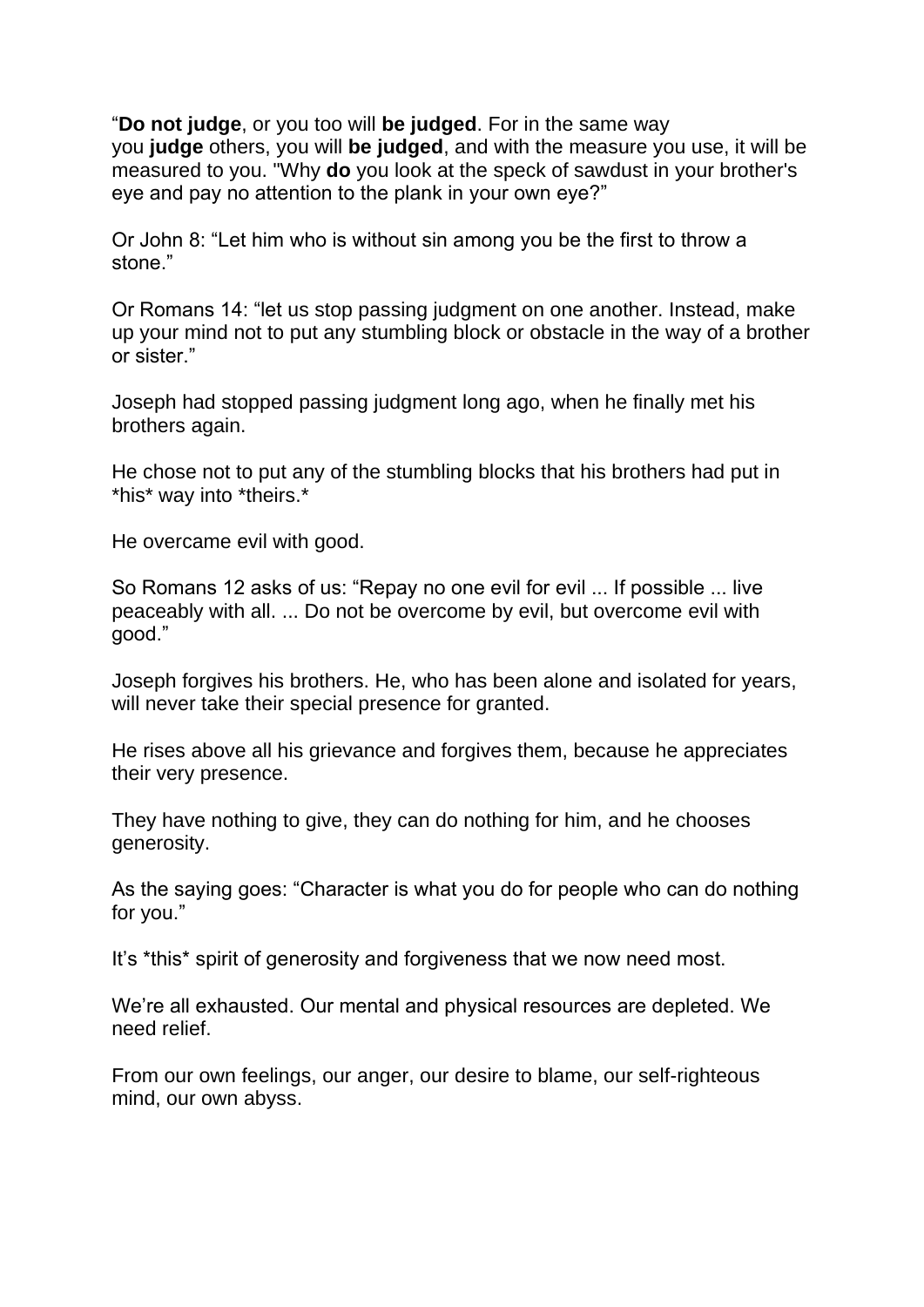“**Do not judge**, or you too will **be judged**. For in the same way you **judge** others, you will **be judged**, and with the measure you use, it will be measured to you. "Why **do** you look at the speck of sawdust in your brother's eye and pay no attention to the plank in your own eye?”

Or John 8: “Let him who is without sin among you be the first to throw a stone.”

Or Romans 14: “let us stop passing judgment on one another. Instead, make up your mind not to put any stumbling block or obstacle in the way of a brother or sister.”

Joseph had stopped passing judgment long ago, when he finally met his brothers again.

He chose not to put any of the stumbling blocks that his brothers had put in *his* way into *theirs.*

He overcame evil with good.

So Romans 12 asks of us: “Repay no one evil for evil ... If possible ... live peaceably with all. ... Do not be overcome by evil, but overcome evil with good.”

Joseph forgives his brothers. He, who has been alone and isolated for years, will never take their special presence for granted.

He rises above all his grievance and forgives them, because he appreciates their very presence.

They have nothing to give, they can do nothing for him, and he chooses generosity.

As the saying goes: “Character is what you do for people who can do nothing for you.”

It’s *this* spirit of generosity and forgiveness that we now need most.

We’re all exhausted. Our mental and physical resources are depleted. We need relief.

From our own feelings, our anger, our desire to blame, our self-righteous mind, our own abyss.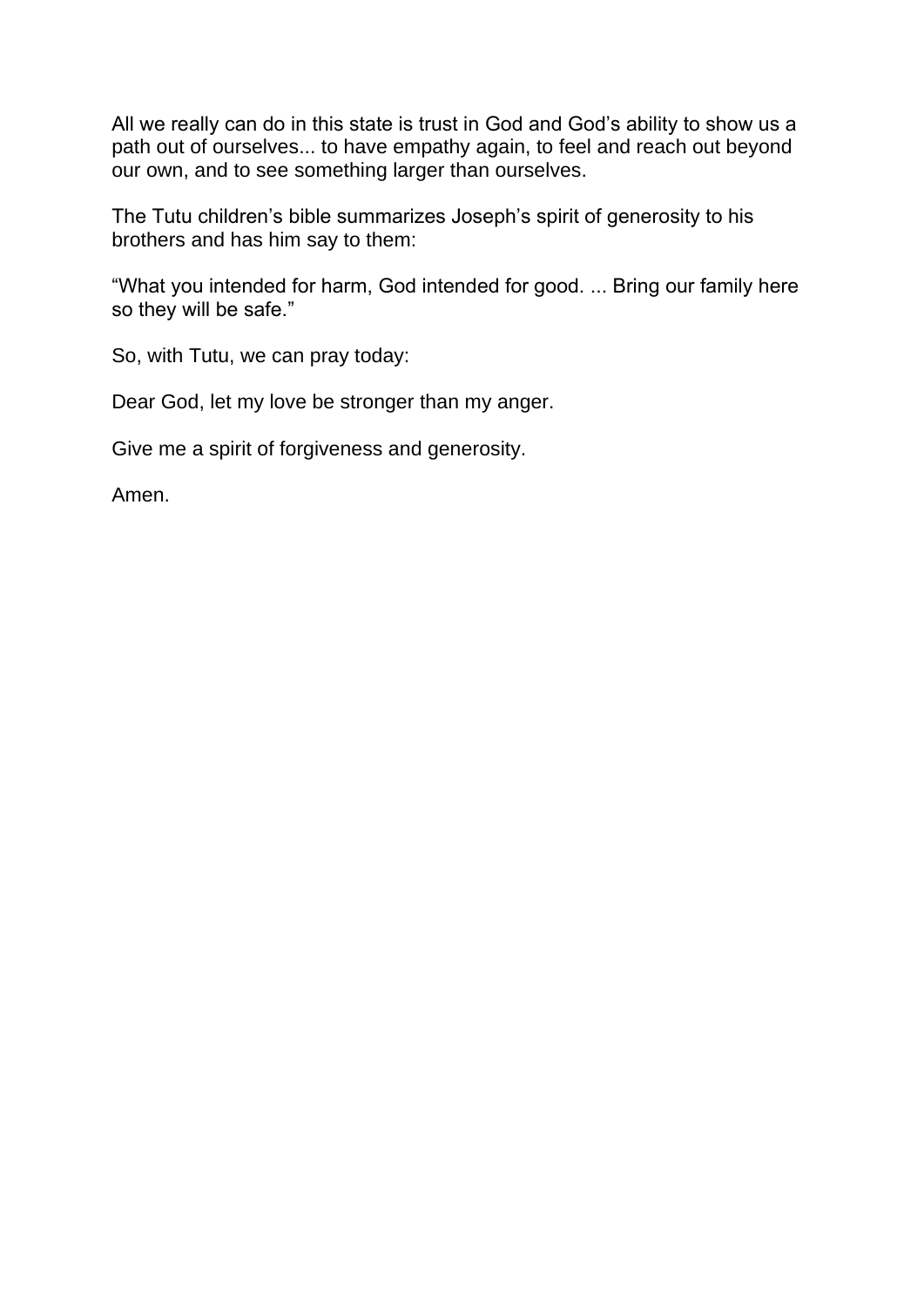All we really can do in this state is trust in God and God's ability to show us a path out of ourselves... to have empathy again, to feel and reach out beyond our own, and to see something larger than ourselves.

The Tutu children's bible summarizes Joseph's spirit of generosity to his brothers and has him say to them:

"What you intended for harm, God intended for good. ... Bring our family here so they will be safe."

So, with Tutu, we can pray today:

Dear God, let my love be stronger than my anger.

Give me a spirit of forgiveness and generosity.

Amen.